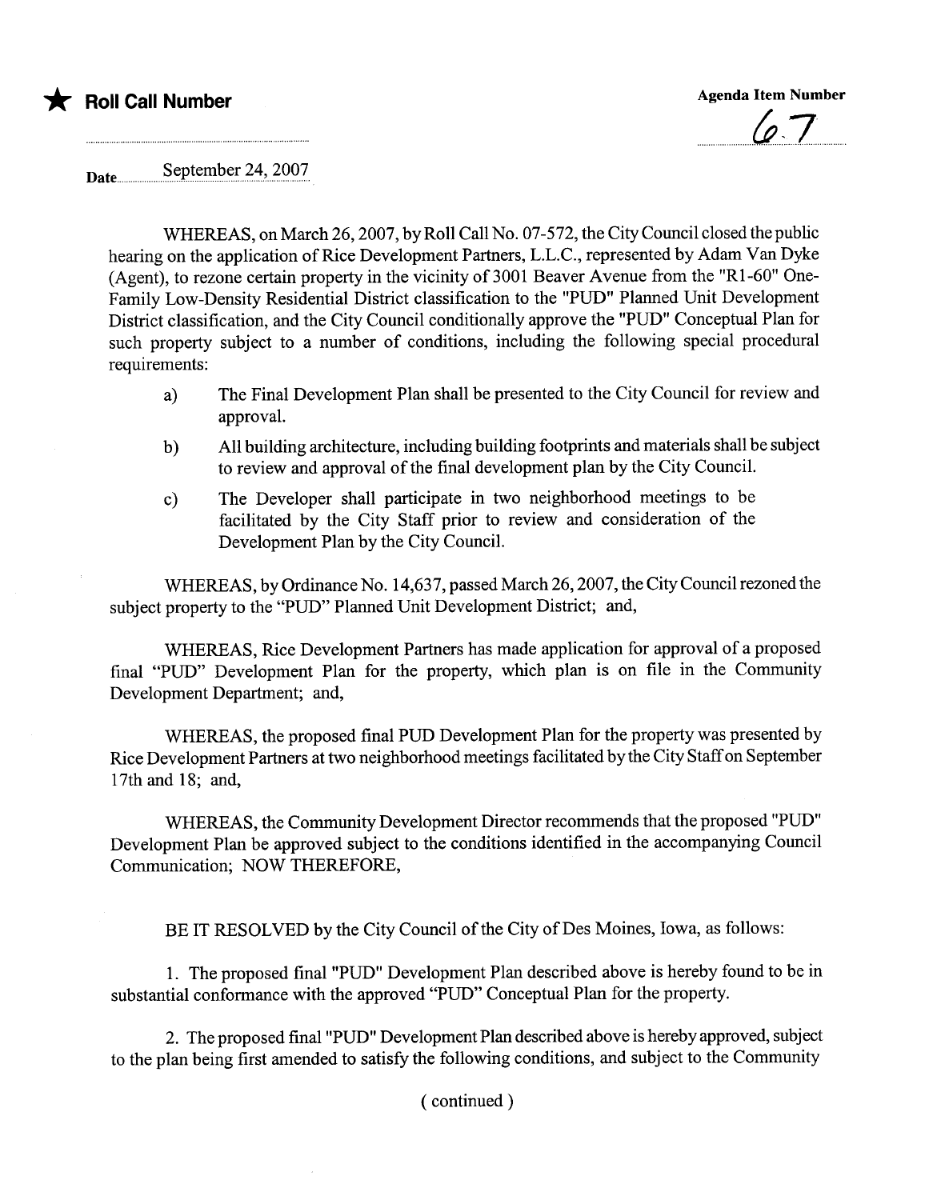★ **Roll Call Number**

**Agenda Item Number**

67

Date September 24, 2007

WHEREAS, on March 26, 2007, by Roll Call No. 07-572, the City Council closed the public hearing on the application of Rice Development Partners, L.L.C., represented by Adam Van Dyke (Agent), to rezone certain property in the vicinity of 3001 Beaver Avenue from the "R1-60" One-Family Low-Density Residential District classification to the "PUD" Planned Unit Development District classification, and the City Council conditionally approve the "PUD" Conceptual Plan for such property subject to a number of conditions, including the following special procedural requirements:

a) The Final Development Plan shall be presented to the City Council for review and approval.

b) All building architecture, including building footprints and materials shall be subject to review and approval of the final development plan by the City Council.

c) The Developer shall participate in two neighborhood meetings to be facilitated by the City Staff prior to review and consideration of the Development Plan by the City Council.

WHEREAS, by Ordinance No. 14,637, passed March 26, 2007, the City Council rezoned the subject property to the "PUD" Planned Unit Development District; and,

WHEREAS, Rice Development Partners has made application for approval of a proposed final "PUD" Development Plan for the property, which plan is on file in the Community Development Department; and,

WHEREAS, the proposed final PUD Development Plan for the property was presented by Rice Development Partners at two neighborhood meetings facilitated by the City Staff on September 17th and 18; and,

WHEREAS, the Community Development Director recommends that the proposed "PUD" Development Plan be approved subject to the conditions identified in the accompanying Council Communication; NOW THEREFORE,

BE IT RESOLVED by the City Council of the City of Des Moines, Iowa, as follows:

1. The proposed final "PUD" Development Plan described above is hereby found to be in substantial conformance with the approved "PUD" Conceptual Plan for the property.

2. The proposed final "PUD" Development Plan described above is hereby approved, subject to the plan being first amended to satisfy the following conditions, and subject to the Community

( continued )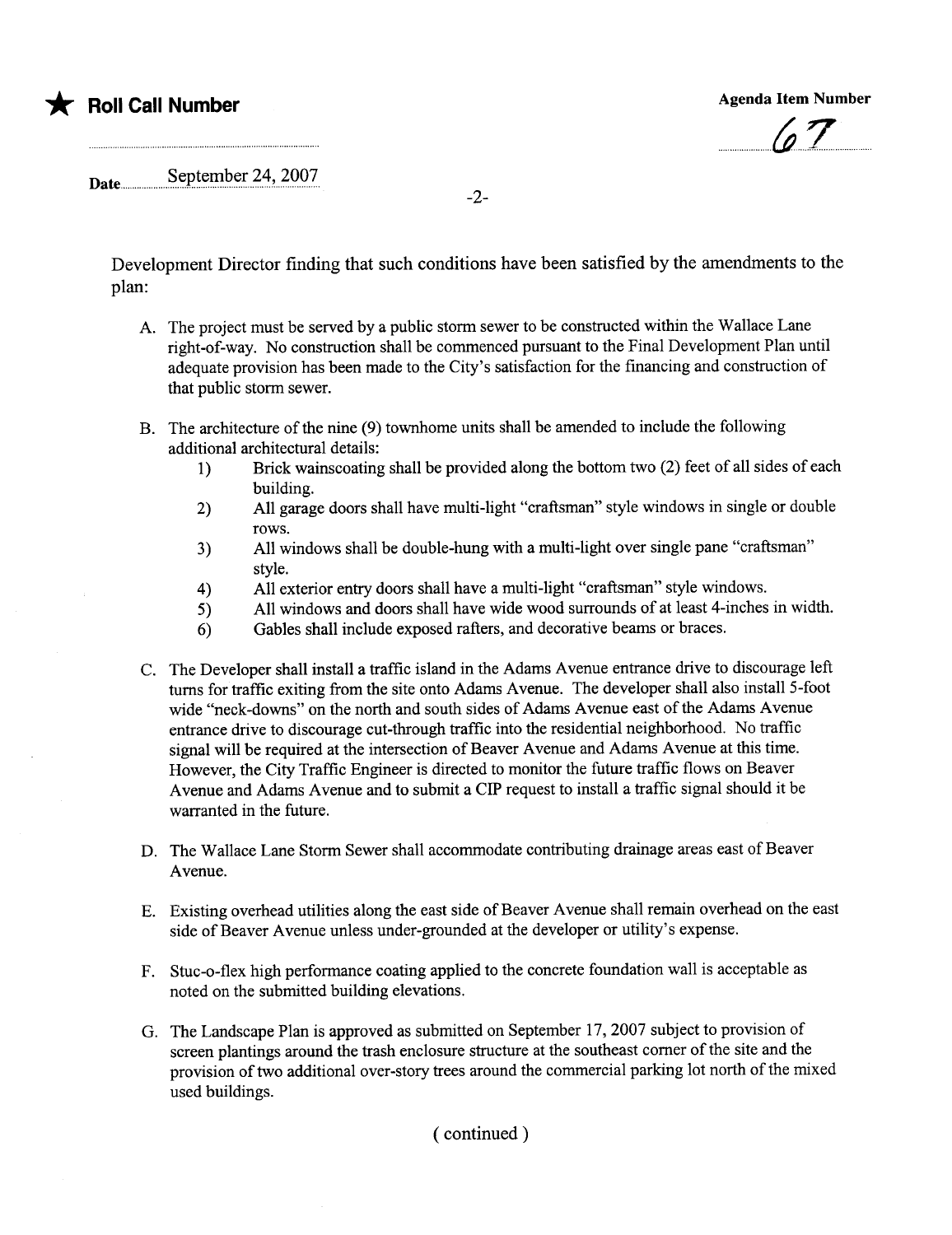★ **Roll Call Number**

**Agenda Item Number**

67

Date September 24, 2007

Development Director finding that such conditions have been satisfied by the amendments to the plan:

A. The project must be served by a public storm sewer to be constructed within the Wallace Lane right-of-way. No construction shall be commenced pursuant to the Final Development Plan until adequate provision has been made to the City's satisfaction for the financing and construction of that public storm sewer.

B. The architecture of the nine (9) townhome units shall be amended to include the following additional architectural details:
   1) Brick wainscoating shall be provided along the bottom two (2) feet of all sides of each building.
   2) All garage doors shall have multi-light "craftsman" style windows in single or double rows.
   3) All windows shall be double-hung with a multi-light over single pane "craftsman" style.
   4) All exterior entry doors shall have a multi-light "craftsman" style windows.
   5) All windows and doors shall have wide wood surrounds of at least 4-inches in width.
   6) Gables shall include exposed rafters, and decorative beams or braces.

C. The Developer shall install a traffic island in the Adams Avenue entrance drive to discourage left turns for traffic exiting from the site onto Adams Avenue. The developer shall also install 5-foot wide "neck-downs" on the north and south sides of Adams Avenue east of the Adams Avenue entrance drive to discourage cut-through traffic into the residential neighborhood. No traffic signal will be required at the intersection of Beaver Avenue and Adams Avenue at this time. However, the City Traffic Engineer is directed to monitor the future traffic flows on Beaver Avenue and Adams Avenue and to submit a CIP request to install a traffic signal should it be warranted in the future.

D. The Wallace Lane Storm Sewer shall accommodate contributing drainage areas east of Beaver Avenue.

E. Existing overhead utilities along the east side of Beaver Avenue shall remain overhead on the east side of Beaver Avenue unless under-grounded at the developer or utility's expense.

F. Stuc-o-flex high performance coating applied to the concrete foundation wall is acceptable as noted on the submitted building elevations.

G. The Landscape Plan is approved as submitted on September 17, 2007 subject to provision of screen plantings around the trash enclosure structure at the southeast corner of the site and the provision of two additional over-story trees around the commercial parking lot north of the mixed used buildings.

( continued )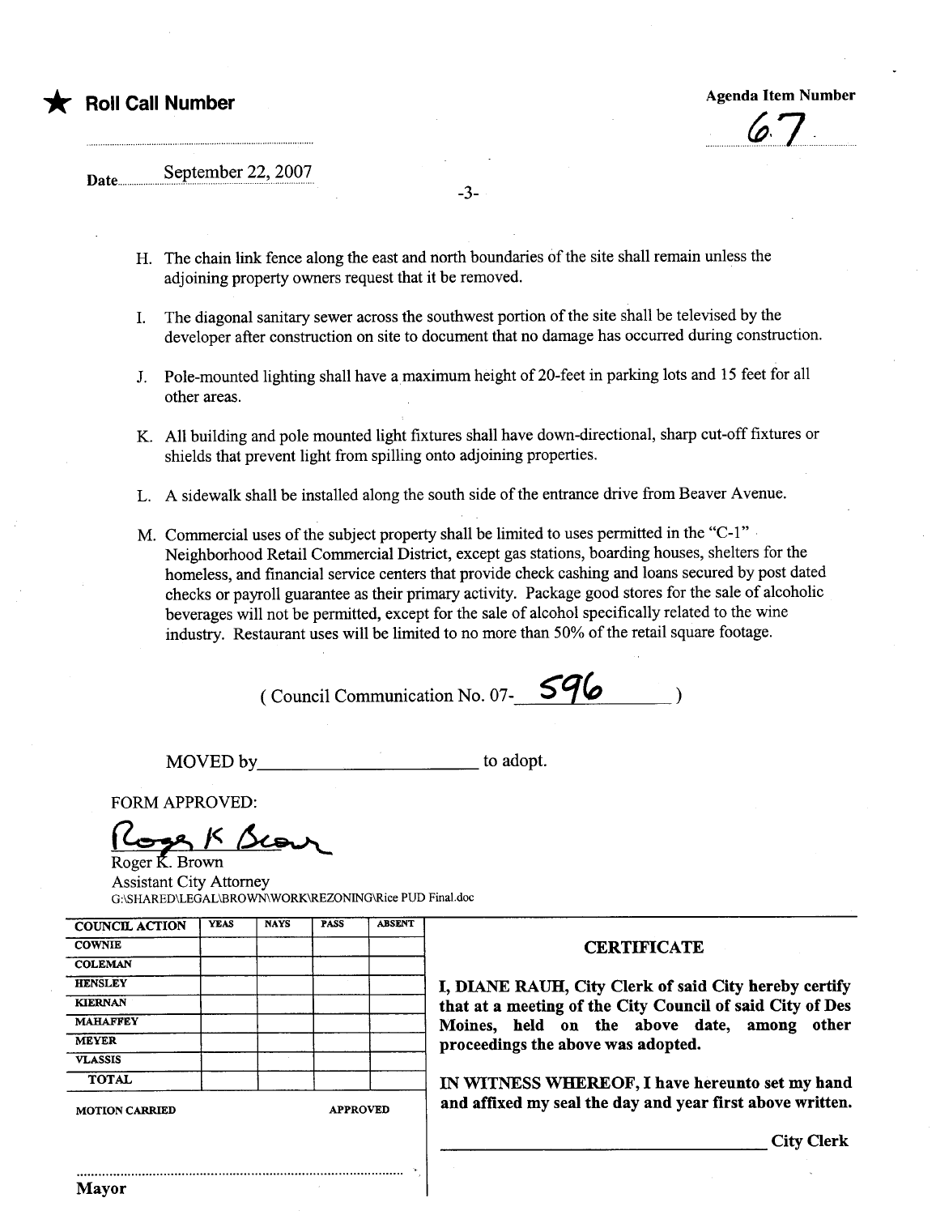★ **Roll Call Number**

**Agenda Item Number**

67

Date September 22, 2007

H. The chain link fence along the east and north boundaries of the site shall remain unless the adjoining property owners request that it be removed.

I. The diagonal sanitary sewer across the southwest portion of the site shall be televised by the developer after construction on site to document that no damage has occurred during construction.

J. Pole-mounted lighting shall have a maximum height of 20-feet in parking lots and 15 feet for all other areas.

K. All building and pole mounted light fixtures shall have down-directional, sharp cut-off fixtures or shields that prevent light from spilling onto adjoining properties.

L. A sidewalk shall be installed along the south side of the entrance drive from Beaver Avenue.

M. Commercial uses of the subject property shall be limited to uses permitted in the "C-1" Neighborhood Retail Commercial District, except gas stations, boarding houses, shelters for the homeless, and financial service centers that provide check cashing and loans secured by post dated checks or payroll guarantee as their primary activity. Package good stores for the sale of alcoholic beverages will not be permitted, except for the sale of alcohol specifically related to the wine industry. Restaurant uses will be limited to no more than 50% of the retail square footage.

( Council Communication No. 07-596 )

MOVED by\_\_\_\_\_\_\_\_\_\_\_\_\_\_\_\_\_\_\_\_\_\_ to adopt.

FORM APPROVED:

Roger K. Brown
Roger K. Brown
Assistant City Attorney
G:\SHARED\LEGAL\BROWN\WORK\REZONING\Rice PUD Final.doc

| COUNCIL ACTION | YEAS | NAYS | PASS | ABSENT |
|---|---|---|---|---|
| COWNIE | | | | |
| COLEMAN | | | | |
| HENSLEY | | | | |
| KIERNAN | | | | |
| MAHAFFEY | | | | |
| MEYER | | | | |
| VLASSIS | | | | |
| TOTAL | | | | |

MOTION CARRIED APPROVED

\_\_\_\_\_\_\_\_\_\_\_\_\_\_\_\_\_\_\_\_\_\_\_\_
Mayor

**CERTIFICATE**

**I, DIANE RAUH, City Clerk of said City hereby certify that at a meeting of the City Council of said City of Des Moines, held on the above date, among other proceedings the above was adopted.**

**IN WITNESS WHEREOF, I have hereunto set my hand and affixed my seal the day and year first above written.**

\_\_\_\_\_\_\_\_\_\_\_\_\_\_\_\_\_\_\_\_\_\_\_\_ **City Clerk**